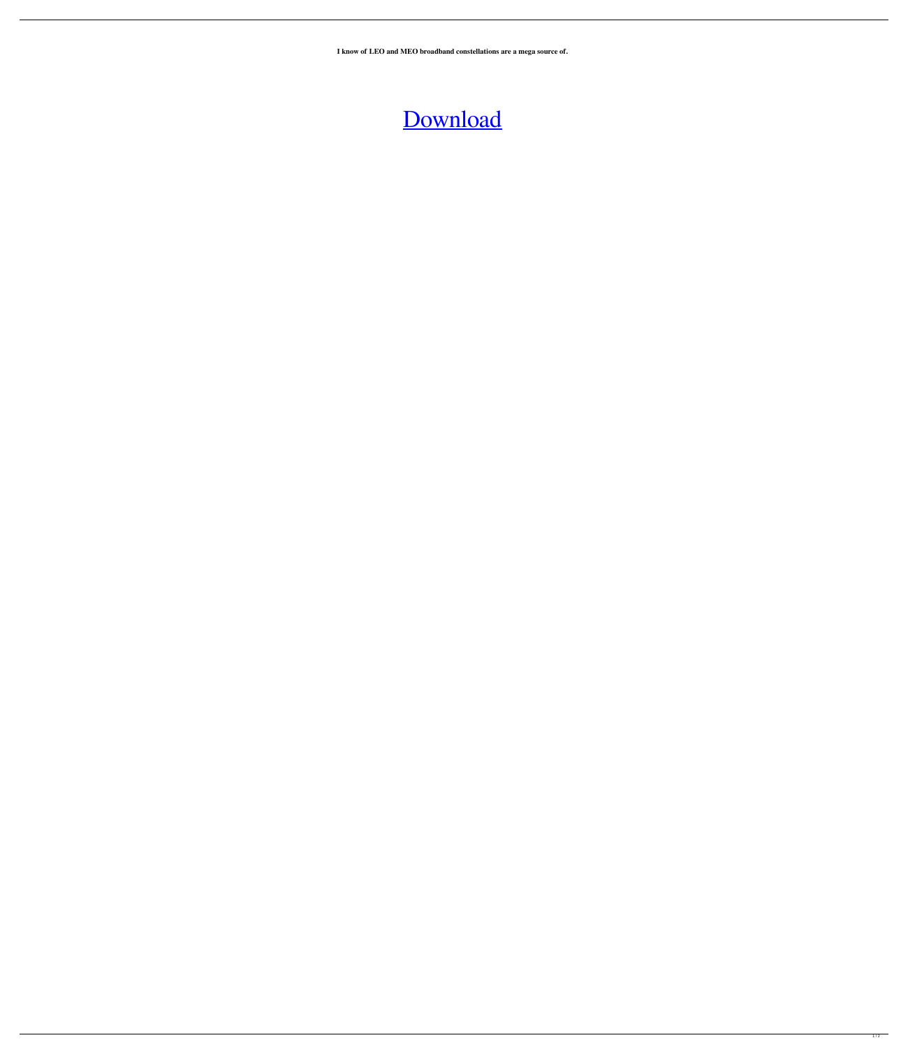**I know of LEO and MEO broadband constellations are a mega source of.**

Download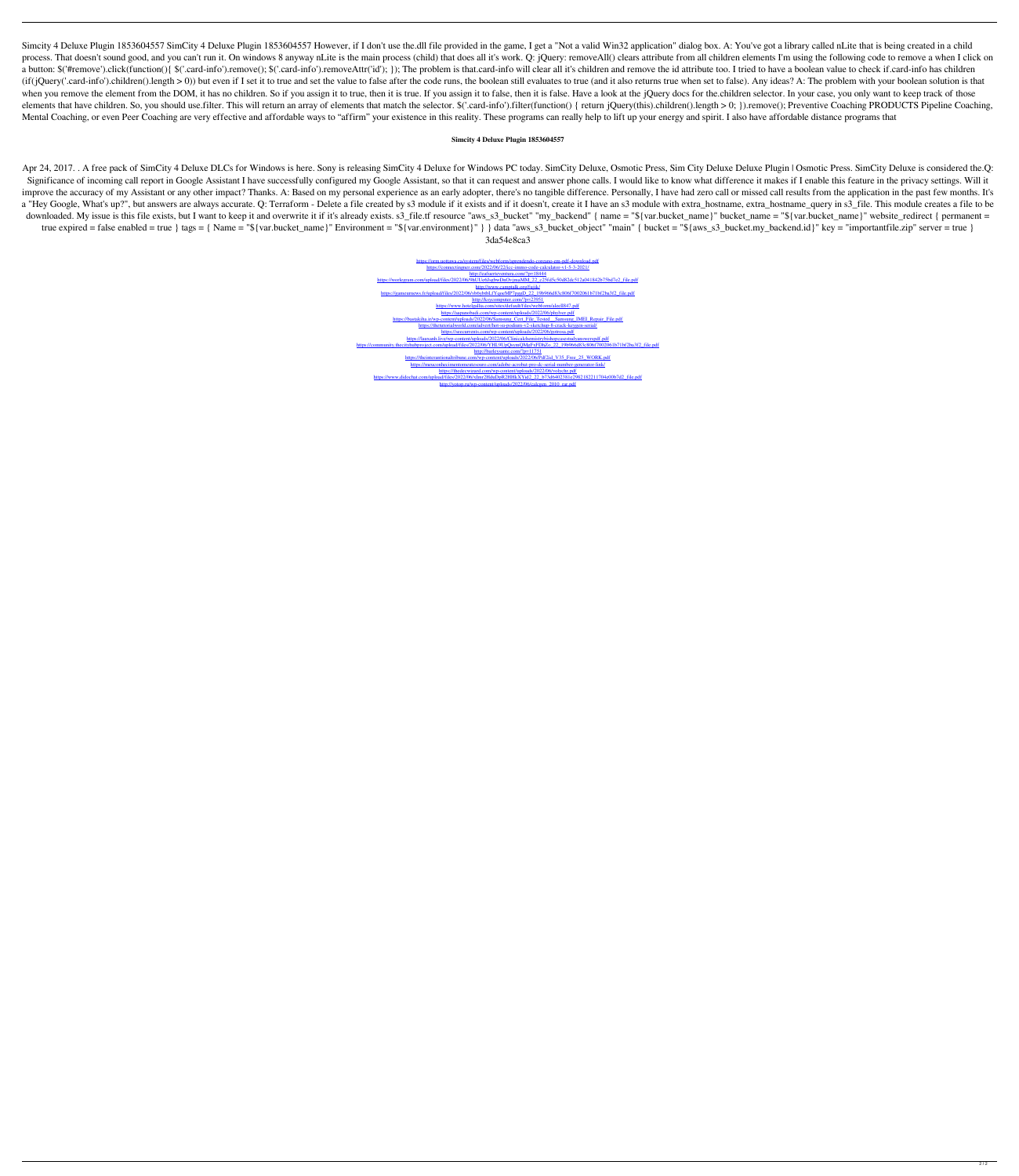Simcity 4 Deluxe Plugin 1853604557 SimCity 4 Deluxe Plugin 1853604557 However, if I don't use the.dll file provided in the game, I get a "Not a valid Win32 application" dialog box. A: You've got a library called nLite that is being created in a child process. That doesn't sound good, and you can't run it. On windows 8 anyway nLite is the main process (child) that does all it's work. Q: jQuery: removeAll() clears attribute from all children elements I'm using the following code to remove a when I click on a button: $('#remove').click(function(){ $('.card-info').remove(); $('.card-info').removeAttr('id'); }); The problem is that.card-info will clear all it's children and remove the id attribute too. I tried to have a boolean value to check if.card-info has children (if(jQuery('.card-info').children().length > 0)) but even if I set it to true and set the value to false after the code runs, the boolean still evaluates to true (and it also returns true when set to false). Any ideas? A: The problem with your boolean solution is that when you remove the element from the DOM, it has no children. So if you assign it to true, then it is true. If you assign it to false, then it is false. Have a look at the jQuery docs for the.children selector. In your case, you only want to keep track of those elements that have children. So, you should use.filter. This will return an array of elements that match the selector. $('.card-info').filter(function() { return jQuery(this).children().length > 0; }).remove(); Preventive Coaching PRODUCTS Pipeline Coaching, Mental Coaching, or even Peer Coaching are very effective and affordable ways to "affirm" your existence in this reality. These programs can really help to lift up your energy and spirit. I also have affordable distance programs that

**Simcity 4 Deluxe Plugin 1853604557**

Apr 24, 2017. . A free pack of SimCity 4 Deluxe DLCs for Windows is here. Sony is releasing SimCity 4 Deluxe for Windows PC today. SimCity Deluxe, Osmotic Press, Sim City Deluxe Deluxe Plugin | Osmotic Press. SimCity Deluxe is considered the.Q: Significance of incoming call report in Google Assistant I have successfully configured my Google Assistant, so that it can request and answer phone calls. I would like to know what difference it makes if I enable this feature in the privacy settings. Will it improve the accuracy of my Assistant or any other impact? Thanks. A: Based on my personal experience as an early adopter, there's no tangible difference. Personally, I have had zero call or missed call results from the application in the past few months. It's a "Hey Google, What's up?", but answers are always accurate. Q: Terraform - Delete a file created by s3 module if it exists and if it doesn't, create it I have an s3 module with extra_hostname, extra_hostname_query in s3_file. This module creates a file to be downloaded. My issue is this file exists, but I want to keep it and overwrite it if it's already exists. s3_file.tf resource "aws_s3_bucket" "my_backend" { name = "${var.bucket_name}" bucket_name = "${var.bucket_name}" website_redirect { permanent = true expired = false enabled = true } tags = { Name = "${var.bucket_name}" Environment = "${var.environment}" } } data "aws_s3_bucket_object" "main" { bucket = "${aws_s3_bucket.my_backend.id}" key = "importantfile.zip" server = true }
3da54e8ca3

https://orm.uottawa.ca/system/files/webform/aprendendo-coreano-em-pdf-download.pdf
https://connectingner.com/2022/06/22/ecc-immo-code-calculator-v1-5-3-2021/
http://cafiaeriesventura.com/?p=18444
https://worlegram.com/upload/files/2022/06/9hUUe6JsgbwDnOvjmaMM_22_c256d5c50d82dc512a041842b75bd7e2_file.pdf
http://www.camptalk.org/fujik/
https://gamenurnews.fr/upload/files/2022/06/vb6sbibLlYgaeMP7pznD_22_19b96fd83c806f7002061b71bf2ba3f2_file.pdf
http://fcycomputer.com/?p=23951
https://www.hotelindia.com/sites/default/files/webform/alecill847.pdf
https://aspunobudi.com/wp-content/uploads/2022/06/phrilver.pdf
https://bastakiha.ir/wp-content/uploads/2022/06/Samsung_Cert_File_Tested__Samsung_IMEI_Repair_File.pdf
https://thetutorialworld.com/advert/hot-su-podium-v2-sketchup-8-crack-keygen-serial/
https://seecurrents.com/wp-content/uploads/2022/06/potrosa.pdf
https://laussnh.live/wp-content/uploads/2022/06/Clinicalchemistrybishopcasestudyanswerspdf.pdf
https://community.thecityhubproject.com/upload/files/2022/06/YHL9LpQsvmQMeFsFDhZo_22_19b96fd83c806f7002061b71bf2ba3f2_file.pdf
http://barleysante.com/?p=11751
https://theinternationaltribune.com/wp-content/uploads/2022/06/Pdf2id_V35_Free_25_WORK.pdf
https://metaconhecimentomeatesouro.com/adobe-acrobat-pro-dc-serial-number-generator-link/
https://thedecwizard.com/wp-content/uploads/2022/06/webchr.pdf
https://www.didochat.com/upload/files/2022/06/xfmr2HdaDpB2HHkXYid2_22_b73d6402381e2962182211704e00b7d2_file.pdf
http://yotop.ru/wp-content/uploads/2022/06/ealspen_2010_rar.pdf